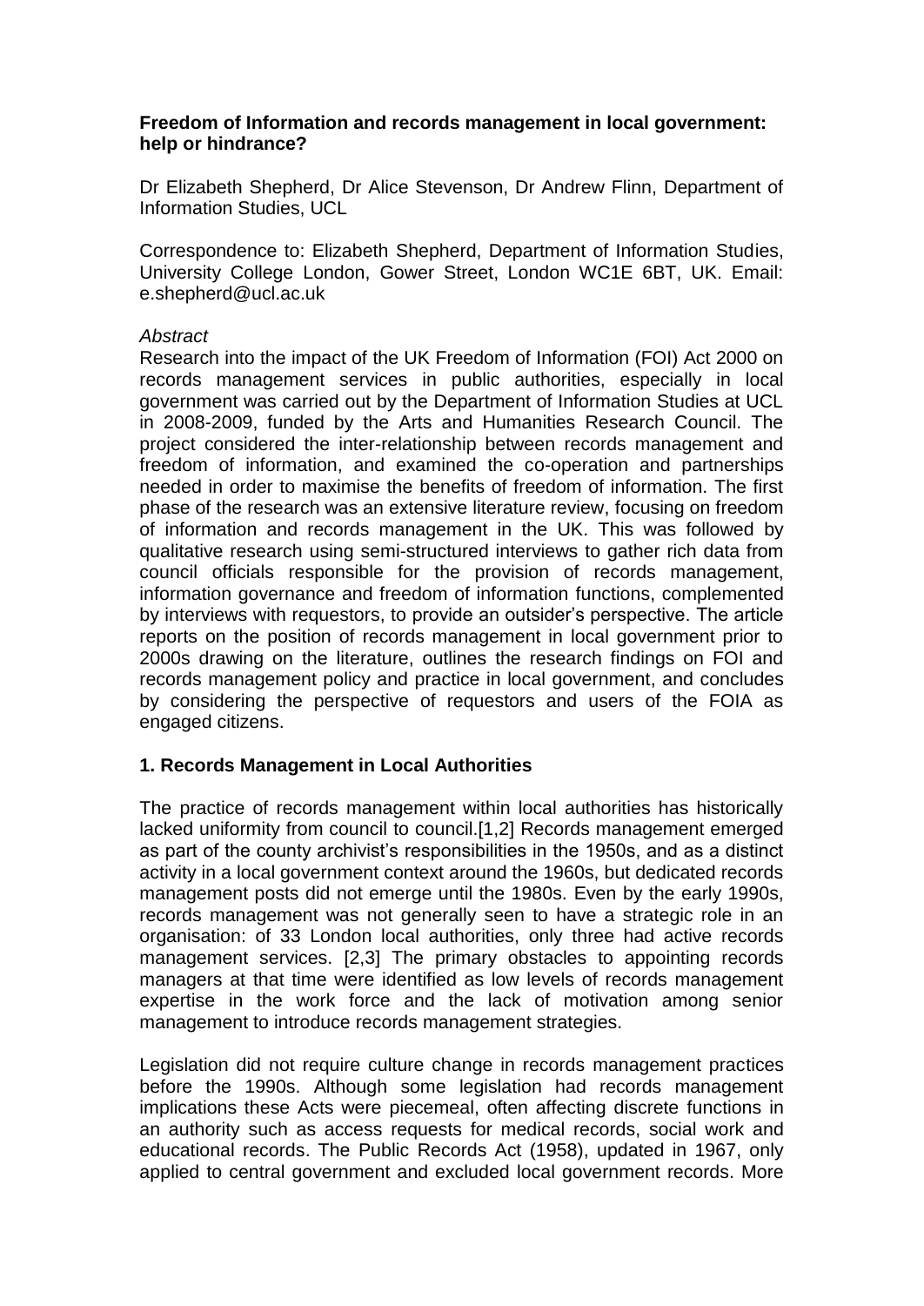**Freedom of Information and records management in local government: help or hindrance?**

Dr Elizabeth Shepherd, Dr Alice Stevenson, Dr Andrew Flinn, Department of Information Studies, UCL

Correspondence to: Elizabeth Shepherd, Department of Information Studies, University College London, Gower Street, London WC1E 6BT, UK. Email: e.shepherd@ucl.ac.uk

*Abstract*

Research into the impact of the UK Freedom of Information (FOI) Act 2000 on records management services in public authorities, especially in local government was carried out by the Department of Information Studies at UCL in 2008-2009, funded by the Arts and Humanities Research Council. The project considered the inter-relationship between records management and freedom of information, and examined the co-operation and partnerships needed in order to maximise the benefits of freedom of information. The first phase of the research was an extensive literature review, focusing on freedom of information and records management in the UK. This was followed by qualitative research using semi-structured interviews to gather rich data from council officials responsible for the provision of records management, information governance and freedom of information functions, complemented by interviews with requestors, to provide an outsider's perspective. The article reports on the position of records management in local government prior to 2000s drawing on the literature, outlines the research findings on FOI and records management policy and practice in local government, and concludes by considering the perspective of requestors and users of the FOIA as engaged citizens.

## 1. Records Management in Local Authorities

The practice of records management within local authorities has historically lacked uniformity from council to council.[1,2] Records management emerged as part of the county archivist's responsibilities in the 1950s, and as a distinct activity in a local government context around the 1960s, but dedicated records management posts did not emerge until the 1980s. Even by the early 1990s, records management was not generally seen to have a strategic role in an organisation: of 33 London local authorities, only three had active records management services. [2,3] The primary obstacles to appointing records managers at that time were identified as low levels of records management expertise in the work force and the lack of motivation among senior management to introduce records management strategies.

Legislation did not require culture change in records management practices before the 1990s. Although some legislation had records management implications these Acts were piecemeal, often affecting discrete functions in an authority such as access requests for medical records, social work and educational records. The Public Records Act (1958), updated in 1967, only applied to central government and excluded local government records. More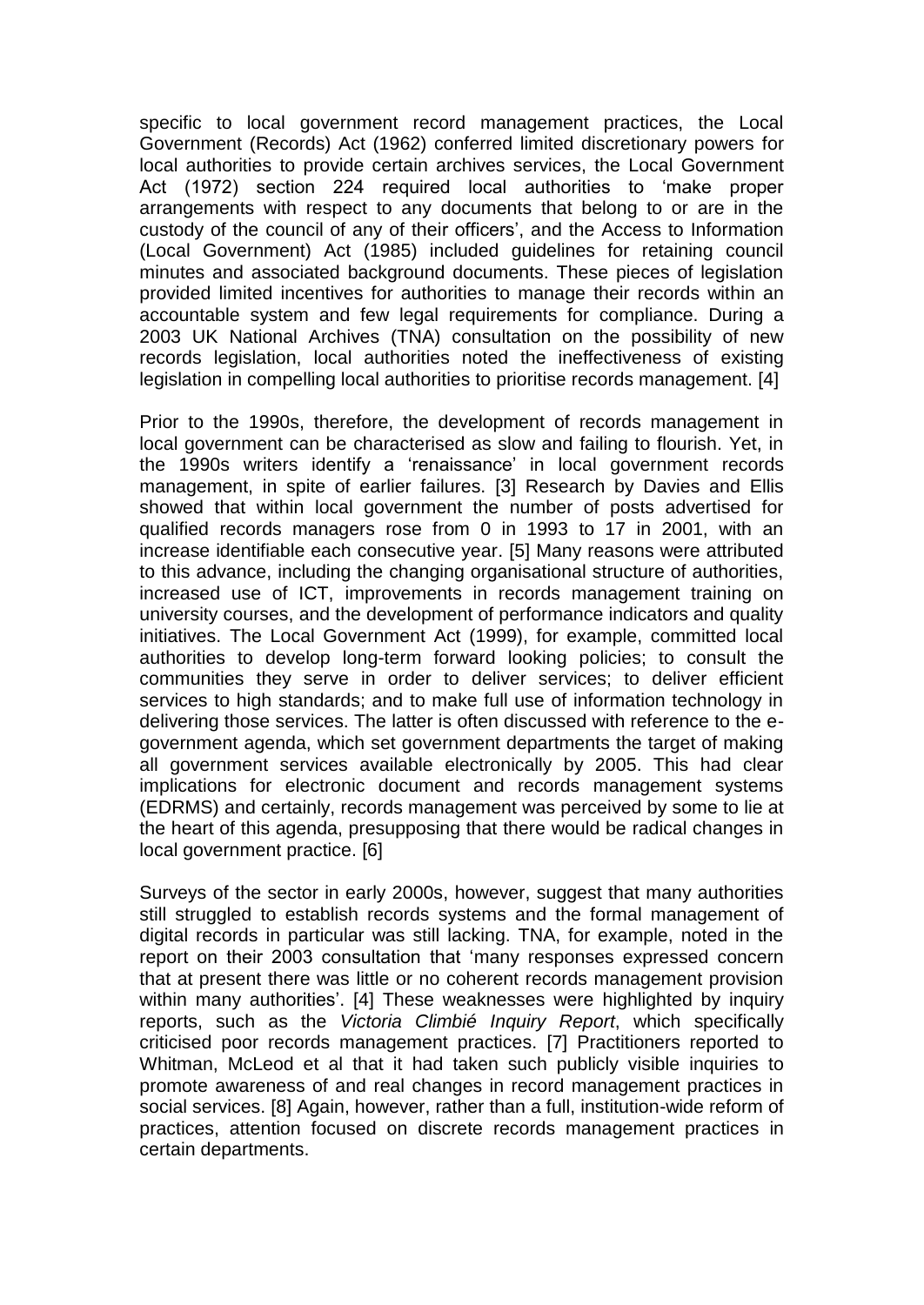specific to local government record management practices, the Local Government (Records) Act (1962) conferred limited discretionary powers for local authorities to provide certain archives services, the Local Government Act (1972) section 224 required local authorities to 'make proper arrangements with respect to any documents that belong to or are in the custody of the council of any of their officers', and the Access to Information (Local Government) Act (1985) included guidelines for retaining council minutes and associated background documents. These pieces of legislation provided limited incentives for authorities to manage their records within an accountable system and few legal requirements for compliance. During a 2003 UK National Archives (TNA) consultation on the possibility of new records legislation, local authorities noted the ineffectiveness of existing legislation in compelling local authorities to prioritise records management. [4]

Prior to the 1990s, therefore, the development of records management in local government can be characterised as slow and failing to flourish. Yet, in the 1990s writers identify a 'renaissance' in local government records management, in spite of earlier failures. [3] Research by Davies and Ellis showed that within local government the number of posts advertised for qualified records managers rose from 0 in 1993 to 17 in 2001, with an increase identifiable each consecutive year. [5] Many reasons were attributed to this advance, including the changing organisational structure of authorities, increased use of ICT, improvements in records management training on university courses, and the development of performance indicators and quality initiatives. The Local Government Act (1999), for example, committed local authorities to develop long-term forward looking policies; to consult the communities they serve in order to deliver services; to deliver efficient services to high standards; and to make full use of information technology in delivering those services. The latter is often discussed with reference to the e-government agenda, which set government departments the target of making all government services available electronically by 2005. This had clear implications for electronic document and records management systems (EDRMS) and certainly, records management was perceived by some to lie at the heart of this agenda, presupposing that there would be radical changes in local government practice. [6]

Surveys of the sector in early 2000s, however, suggest that many authorities still struggled to establish records systems and the formal management of digital records in particular was still lacking. TNA, for example, noted in the report on their 2003 consultation that 'many responses expressed concern that at present there was little or no coherent records management provision within many authorities'. [4] These weaknesses were highlighted by inquiry reports, such as the *Victoria Climbié Inquiry Report*, which specifically criticised poor records management practices. [7] Practitioners reported to Whitman, McLeod et al that it had taken such publicly visible inquiries to promote awareness of and real changes in record management practices in social services. [8] Again, however, rather than a full, institution-wide reform of practices, attention focused on discrete records management practices in certain departments.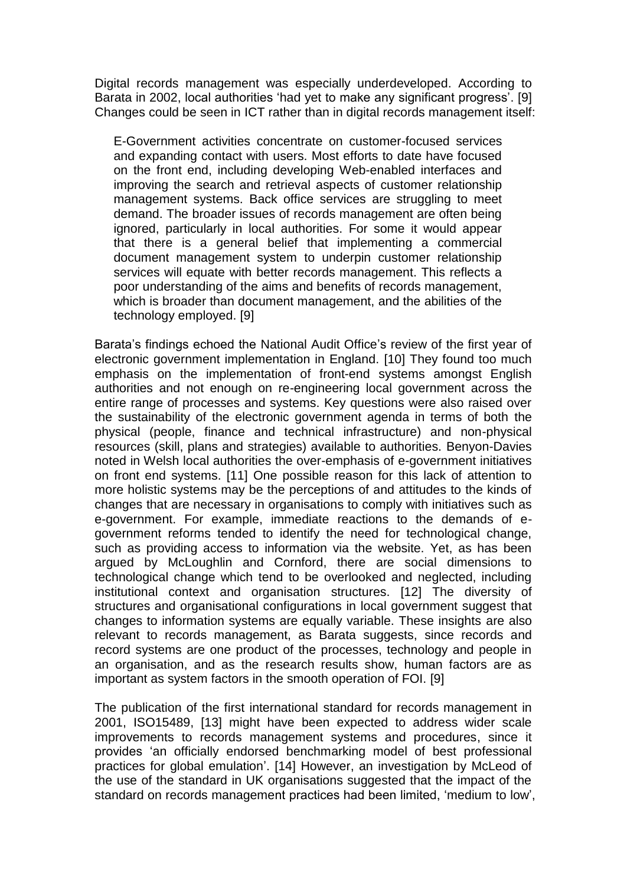Digital records management was especially underdeveloped. According to Barata in 2002, local authorities 'had yet to make any significant progress'. [9] Changes could be seen in ICT rather than in digital records management itself:

> E-Government activities concentrate on customer-focused services and expanding contact with users. Most efforts to date have focused on the front end, including developing Web-enabled interfaces and improving the search and retrieval aspects of customer relationship management systems. Back office services are struggling to meet demand. The broader issues of records management are often being ignored, particularly in local authorities. For some it would appear that there is a general belief that implementing a commercial document management system to underpin customer relationship services will equate with better records management. This reflects a poor understanding of the aims and benefits of records management, which is broader than document management, and the abilities of the technology employed. [9]

Barata's findings echoed the National Audit Office's review of the first year of electronic government implementation in England. [10] They found too much emphasis on the implementation of front-end systems amongst English authorities and not enough on re-engineering local government across the entire range of processes and systems. Key questions were also raised over the sustainability of the electronic government agenda in terms of both the physical (people, finance and technical infrastructure) and non-physical resources (skill, plans and strategies) available to authorities. Benyon-Davies noted in Welsh local authorities the over-emphasis of e-government initiatives on front end systems. [11] One possible reason for this lack of attention to more holistic systems may be the perceptions of and attitudes to the kinds of changes that are necessary in organisations to comply with initiatives such as e-government. For example, immediate reactions to the demands of e-government reforms tended to identify the need for technological change, such as providing access to information via the website. Yet, as has been argued by McLoughlin and Cornford, there are social dimensions to technological change which tend to be overlooked and neglected, including institutional context and organisation structures. [12] The diversity of structures and organisational configurations in local government suggest that changes to information systems are equally variable. These insights are also relevant to records management, as Barata suggests, since records and record systems are one product of the processes, technology and people in an organisation, and as the research results show, human factors are as important as system factors in the smooth operation of FOI. [9]

The publication of the first international standard for records management in 2001, ISO15489, [13] might have been expected to address wider scale improvements to records management systems and procedures, since it provides 'an officially endorsed benchmarking model of best professional practices for global emulation'. [14] However, an investigation by McLeod of the use of the standard in UK organisations suggested that the impact of the standard on records management practices had been limited, 'medium to low',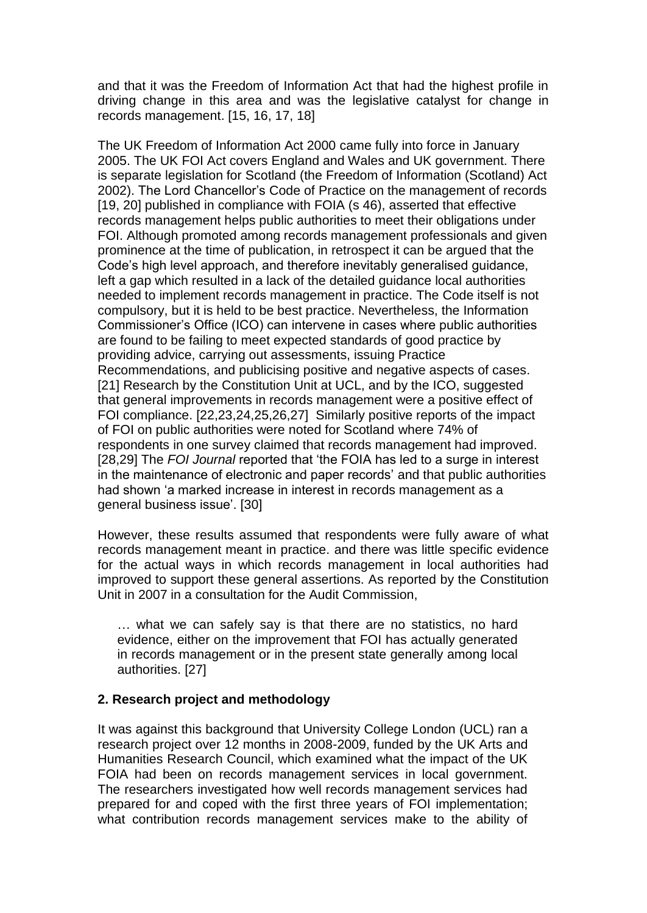and that it was the Freedom of Information Act that had the highest profile in driving change in this area and was the legislative catalyst for change in records management. [15, 16, 17, 18]

The UK Freedom of Information Act 2000 came fully into force in January 2005. The UK FOI Act covers England and Wales and UK government. There is separate legislation for Scotland (the Freedom of Information (Scotland) Act 2002). The Lord Chancellor's Code of Practice on the management of records [19, 20] published in compliance with FOIA (s 46), asserted that effective records management helps public authorities to meet their obligations under FOI. Although promoted among records management professionals and given prominence at the time of publication, in retrospect it can be argued that the Code's high level approach, and therefore inevitably generalised guidance, left a gap which resulted in a lack of the detailed guidance local authorities needed to implement records management in practice. The Code itself is not compulsory, but it is held to be best practice. Nevertheless, the Information Commissioner's Office (ICO) can intervene in cases where public authorities are found to be failing to meet expected standards of good practice by providing advice, carrying out assessments, issuing Practice Recommendations, and publicising positive and negative aspects of cases. [21] Research by the Constitution Unit at UCL, and by the ICO, suggested that general improvements in records management were a positive effect of FOI compliance. [22,23,24,25,26,27] Similarly positive reports of the impact of FOI on public authorities were noted for Scotland where 74% of respondents in one survey claimed that records management had improved. [28,29] The *FOI Journal* reported that 'the FOIA has led to a surge in interest in the maintenance of electronic and paper records' and that public authorities had shown 'a marked increase in interest in records management as a general business issue'. [30]

However, these results assumed that respondents were fully aware of what records management meant in practice. and there was little specific evidence for the actual ways in which records management in local authorities had improved to support these general assertions. As reported by the Constitution Unit in 2007 in a consultation for the Audit Commission,

> … what we can safely say is that there are no statistics, no hard evidence, either on the improvement that FOI has actually generated in records management or in the present state generally among local authorities. [27]

## 2. Research project and methodology

It was against this background that University College London (UCL) ran a research project over 12 months in 2008-2009, funded by the UK Arts and Humanities Research Council, which examined what the impact of the UK FOIA had been on records management services in local government. The researchers investigated how well records management services had prepared for and coped with the first three years of FOI implementation; what contribution records management services make to the ability of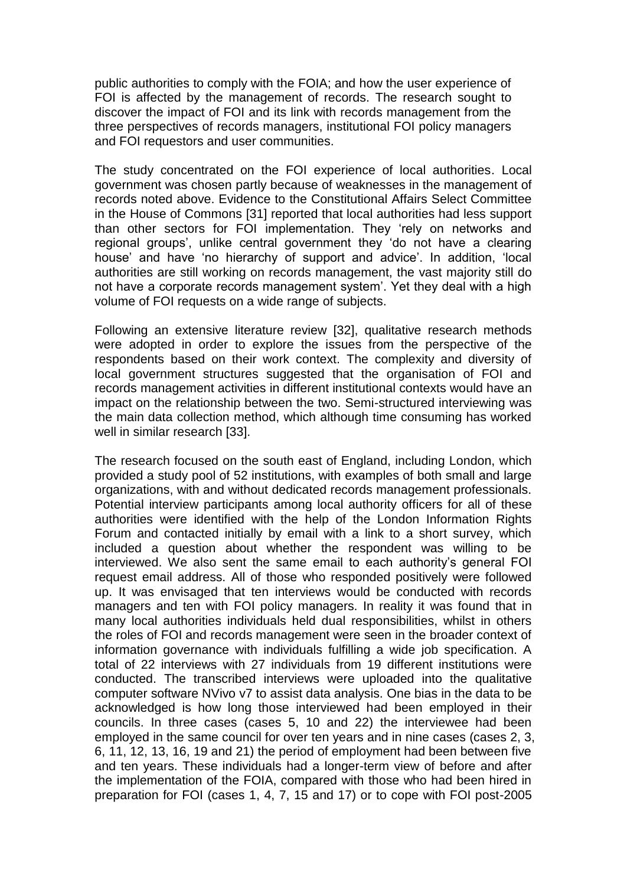public authorities to comply with the FOIA; and how the user experience of FOI is affected by the management of records. The research sought to discover the impact of FOI and its link with records management from the three perspectives of records managers, institutional FOI policy managers and FOI requestors and user communities.

The study concentrated on the FOI experience of local authorities. Local government was chosen partly because of weaknesses in the management of records noted above. Evidence to the Constitutional Affairs Select Committee in the House of Commons [31] reported that local authorities had less support than other sectors for FOI implementation. They 'rely on networks and regional groups', unlike central government they 'do not have a clearing house' and have 'no hierarchy of support and advice'. In addition, 'local authorities are still working on records management, the vast majority still do not have a corporate records management system'. Yet they deal with a high volume of FOI requests on a wide range of subjects.

Following an extensive literature review [32], qualitative research methods were adopted in order to explore the issues from the perspective of the respondents based on their work context. The complexity and diversity of local government structures suggested that the organisation of FOI and records management activities in different institutional contexts would have an impact on the relationship between the two. Semi-structured interviewing was the main data collection method, which although time consuming has worked well in similar research [33].

The research focused on the south east of England, including London, which provided a study pool of 52 institutions, with examples of both small and large organizations, with and without dedicated records management professionals. Potential interview participants among local authority officers for all of these authorities were identified with the help of the London Information Rights Forum and contacted initially by email with a link to a short survey, which included a question about whether the respondent was willing to be interviewed. We also sent the same email to each authority's general FOI request email address. All of those who responded positively were followed up. It was envisaged that ten interviews would be conducted with records managers and ten with FOI policy managers. In reality it was found that in many local authorities individuals held dual responsibilities, whilst in others the roles of FOI and records management were seen in the broader context of information governance with individuals fulfilling a wide job specification. A total of 22 interviews with 27 individuals from 19 different institutions were conducted. The transcribed interviews were uploaded into the qualitative computer software NVivo v7 to assist data analysis. One bias in the data to be acknowledged is how long those interviewed had been employed in their councils. In three cases (cases 5, 10 and 22) the interviewee had been employed in the same council for over ten years and in nine cases (cases 2, 3, 6, 11, 12, 13, 16, 19 and 21) the period of employment had been between five and ten years. These individuals had a longer-term view of before and after the implementation of the FOIA, compared with those who had been hired in preparation for FOI (cases 1, 4, 7, 15 and 17) or to cope with FOI post-2005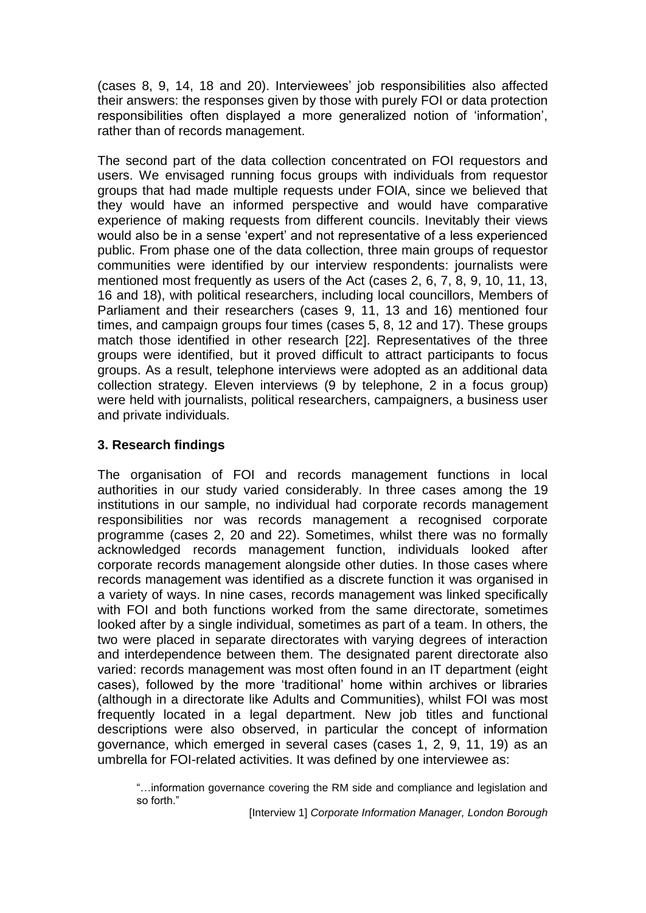(cases 8, 9, 14, 18 and 20). Interviewees' job responsibilities also affected their answers: the responses given by those with purely FOI or data protection responsibilities often displayed a more generalized notion of 'information', rather than of records management.

The second part of the data collection concentrated on FOI requestors and users. We envisaged running focus groups with individuals from requestor groups that had made multiple requests under FOIA, since we believed that they would have an informed perspective and would have comparative experience of making requests from different councils. Inevitably their views would also be in a sense 'expert' and not representative of a less experienced public. From phase one of the data collection, three main groups of requestor communities were identified by our interview respondents: journalists were mentioned most frequently as users of the Act (cases 2, 6, 7, 8, 9, 10, 11, 13, 16 and 18), with political researchers, including local councillors, Members of Parliament and their researchers (cases 9, 11, 13 and 16) mentioned four times, and campaign groups four times (cases 5, 8, 12 and 17). These groups match those identified in other research [22]. Representatives of the three groups were identified, but it proved difficult to attract participants to focus groups. As a result, telephone interviews were adopted as an additional data collection strategy. Eleven interviews (9 by telephone, 2 in a focus group) were held with journalists, political researchers, campaigners, a business user and private individuals.

## 3. Research findings

The organisation of FOI and records management functions in local authorities in our study varied considerably. In three cases among the 19 institutions in our sample, no individual had corporate records management responsibilities nor was records management a recognised corporate programme (cases 2, 20 and 22). Sometimes, whilst there was no formally acknowledged records management function, individuals looked after corporate records management alongside other duties. In those cases where records management was identified as a discrete function it was organised in a variety of ways. In nine cases, records management was linked specifically with FOI and both functions worked from the same directorate, sometimes looked after by a single individual, sometimes as part of a team. In others, the two were placed in separate directorates with varying degrees of interaction and interdependence between them. The designated parent directorate also varied: records management was most often found in an IT department (eight cases), followed by the more 'traditional' home within archives or libraries (although in a directorate like Adults and Communities), whilst FOI was most frequently located in a legal department. New job titles and functional descriptions were also observed, in particular the concept of information governance, which emerged in several cases (cases 1, 2, 9, 11, 19) as an umbrella for FOI-related activities. It was defined by one interviewee as:

> "…information governance covering the RM side and compliance and legislation and so forth."
>
> [Interview 1] *Corporate Information Manager, London Borough*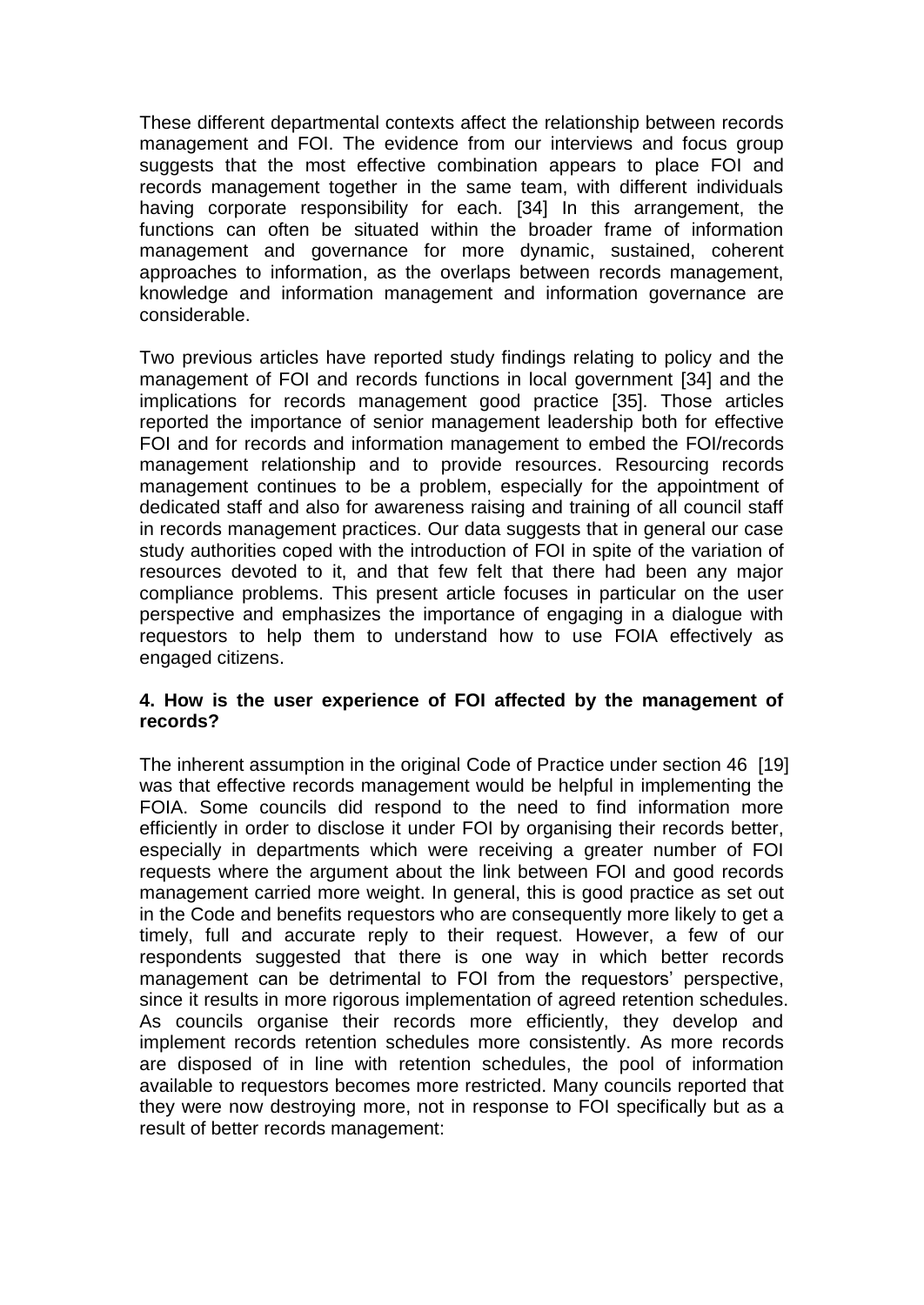These different departmental contexts affect the relationship between records management and FOI. The evidence from our interviews and focus group suggests that the most effective combination appears to place FOI and records management together in the same team, with different individuals having corporate responsibility for each. [34] In this arrangement, the functions can often be situated within the broader frame of information management and governance for more dynamic, sustained, coherent approaches to information, as the overlaps between records management, knowledge and information management and information governance are considerable.

Two previous articles have reported study findings relating to policy and the management of FOI and records functions in local government [34] and the implications for records management good practice [35]. Those articles reported the importance of senior management leadership both for effective FOI and for records and information management to embed the FOI/records management relationship and to provide resources. Resourcing records management continues to be a problem, especially for the appointment of dedicated staff and also for awareness raising and training of all council staff in records management practices. Our data suggests that in general our case study authorities coped with the introduction of FOI in spite of the variation of resources devoted to it, and that few felt that there had been any major compliance problems. This present article focuses in particular on the user perspective and emphasizes the importance of engaging in a dialogue with requestors to help them to understand how to use FOIA effectively as engaged citizens.

## 4. How is the user experience of FOI affected by the management of records?

The inherent assumption in the original Code of Practice under section 46 [19] was that effective records management would be helpful in implementing the FOIA. Some councils did respond to the need to find information more efficiently in order to disclose it under FOI by organising their records better, especially in departments which were receiving a greater number of FOI requests where the argument about the link between FOI and good records management carried more weight. In general, this is good practice as set out in the Code and benefits requestors who are consequently more likely to get a timely, full and accurate reply to their request. However, a few of our respondents suggested that there is one way in which better records management can be detrimental to FOI from the requestors' perspective, since it results in more rigorous implementation of agreed retention schedules. As councils organise their records more efficiently, they develop and implement records retention schedules more consistently. As more records are disposed of in line with retention schedules, the pool of information available to requestors becomes more restricted. Many councils reported that they were now destroying more, not in response to FOI specifically but as a result of better records management: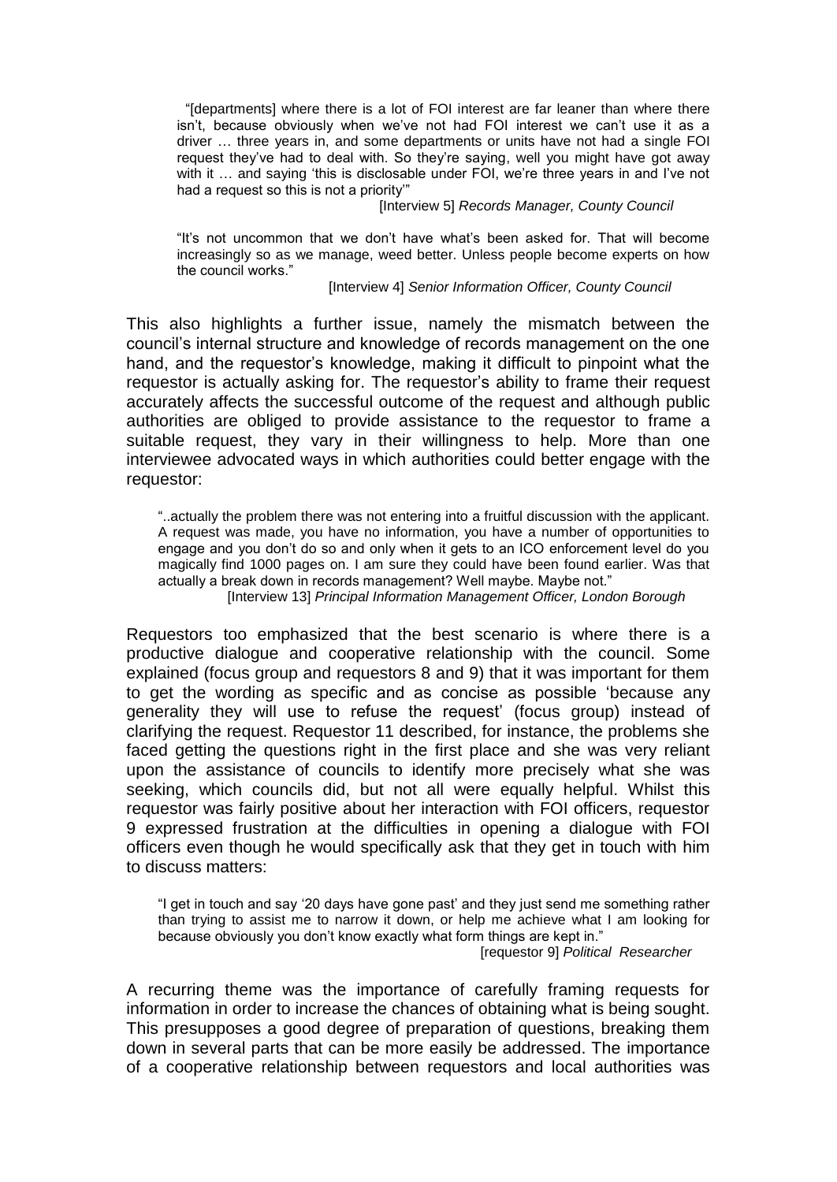> "[departments] where there is a lot of FOI interest are far leaner than where there isn't, because obviously when we've not had FOI interest we can't use it as a driver … three years in, and some departments or units have not had a single FOI request they've had to deal with. So they're saying, well you might have got away with it … and saying 'this is disclosable under FOI, we're three years in and I've not had a request so this is not a priority'"
>
> [Interview 5] *Records Manager, County Council*

> "It's not uncommon that we don't have what's been asked for. That will become increasingly so as we manage, weed better. Unless people become experts on how the council works."
>
> [Interview 4] *Senior Information Officer, County Council*

This also highlights a further issue, namely the mismatch between the council's internal structure and knowledge of records management on the one hand, and the requestor's knowledge, making it difficult to pinpoint what the requestor is actually asking for. The requestor's ability to frame their request accurately affects the successful outcome of the request and although public authorities are obliged to provide assistance to the requestor to frame a suitable request, they vary in their willingness to help. More than one interviewee advocated ways in which authorities could better engage with the requestor:

> "..actually the problem there was not entering into a fruitful discussion with the applicant. A request was made, you have no information, you have a number of opportunities to engage and you don't do so and only when it gets to an ICO enforcement level do you magically find 1000 pages on. I am sure they could have been found earlier. Was that actually a break down in records management? Well maybe. Maybe not."
>
> [Interview 13] *Principal Information Management Officer, London Borough*

Requestors too emphasized that the best scenario is where there is a productive dialogue and cooperative relationship with the council. Some explained (focus group and requestors 8 and 9) that it was important for them to get the wording as specific and as concise as possible 'because any generality they will use to refuse the request' (focus group) instead of clarifying the request. Requestor 11 described, for instance, the problems she faced getting the questions right in the first place and she was very reliant upon the assistance of councils to identify more precisely what she was seeking, which councils did, but not all were equally helpful. Whilst this requestor was fairly positive about her interaction with FOI officers, requestor 9 expressed frustration at the difficulties in opening a dialogue with FOI officers even though he would specifically ask that they get in touch with him to discuss matters:

> "I get in touch and say '20 days have gone past' and they just send me something rather than trying to assist me to narrow it down, or help me achieve what I am looking for because obviously you don't know exactly what form things are kept in."
>
> [requestor 9] *Political Researcher*

A recurring theme was the importance of carefully framing requests for information in order to increase the chances of obtaining what is being sought. This presupposes a good degree of preparation of questions, breaking them down in several parts that can be more easily be addressed. The importance of a cooperative relationship between requestors and local authorities was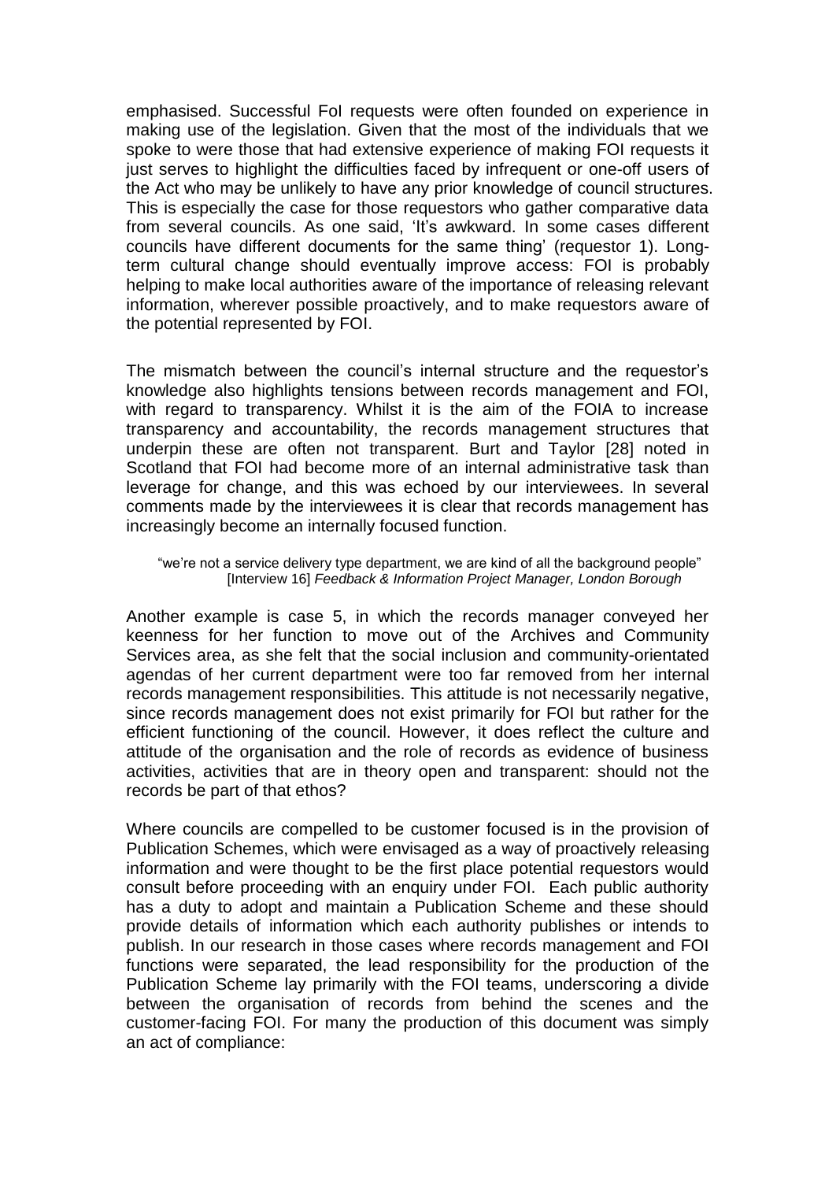emphasised. Successful FoI requests were often founded on experience in making use of the legislation. Given that the most of the individuals that we spoke to were those that had extensive experience of making FOI requests it just serves to highlight the difficulties faced by infrequent or one-off users of the Act who may be unlikely to have any prior knowledge of council structures. This is especially the case for those requestors who gather comparative data from several councils. As one said, 'It's awkward. In some cases different councils have different documents for the same thing' (requestor 1). Long-term cultural change should eventually improve access: FOI is probably helping to make local authorities aware of the importance of releasing relevant information, wherever possible proactively, and to make requestors aware of the potential represented by FOI.

The mismatch between the council's internal structure and the requestor's knowledge also highlights tensions between records management and FOI, with regard to transparency. Whilst it is the aim of the FOIA to increase transparency and accountability, the records management structures that underpin these are often not transparent. Burt and Taylor [28] noted in Scotland that FOI had become more of an internal administrative task than leverage for change, and this was echoed by our interviewees. In several comments made by the interviewees it is clear that records management has increasingly become an internally focused function.

> "we're not a service delivery type department, we are kind of all the background people" [Interview 16] *Feedback & Information Project Manager, London Borough*

Another example is case 5, in which the records manager conveyed her keenness for her function to move out of the Archives and Community Services area, as she felt that the social inclusion and community-orientated agendas of her current department were too far removed from her internal records management responsibilities. This attitude is not necessarily negative, since records management does not exist primarily for FOI but rather for the efficient functioning of the council. However, it does reflect the culture and attitude of the organisation and the role of records as evidence of business activities, activities that are in theory open and transparent: should not the records be part of that ethos?

Where councils are compelled to be customer focused is in the provision of Publication Schemes, which were envisaged as a way of proactively releasing information and were thought to be the first place potential requestors would consult before proceeding with an enquiry under FOI. Each public authority has a duty to adopt and maintain a Publication Scheme and these should provide details of information which each authority publishes or intends to publish. In our research in those cases where records management and FOI functions were separated, the lead responsibility for the production of the Publication Scheme lay primarily with the FOI teams, underscoring a divide between the organisation of records from behind the scenes and the customer-facing FOI. For many the production of this document was simply an act of compliance: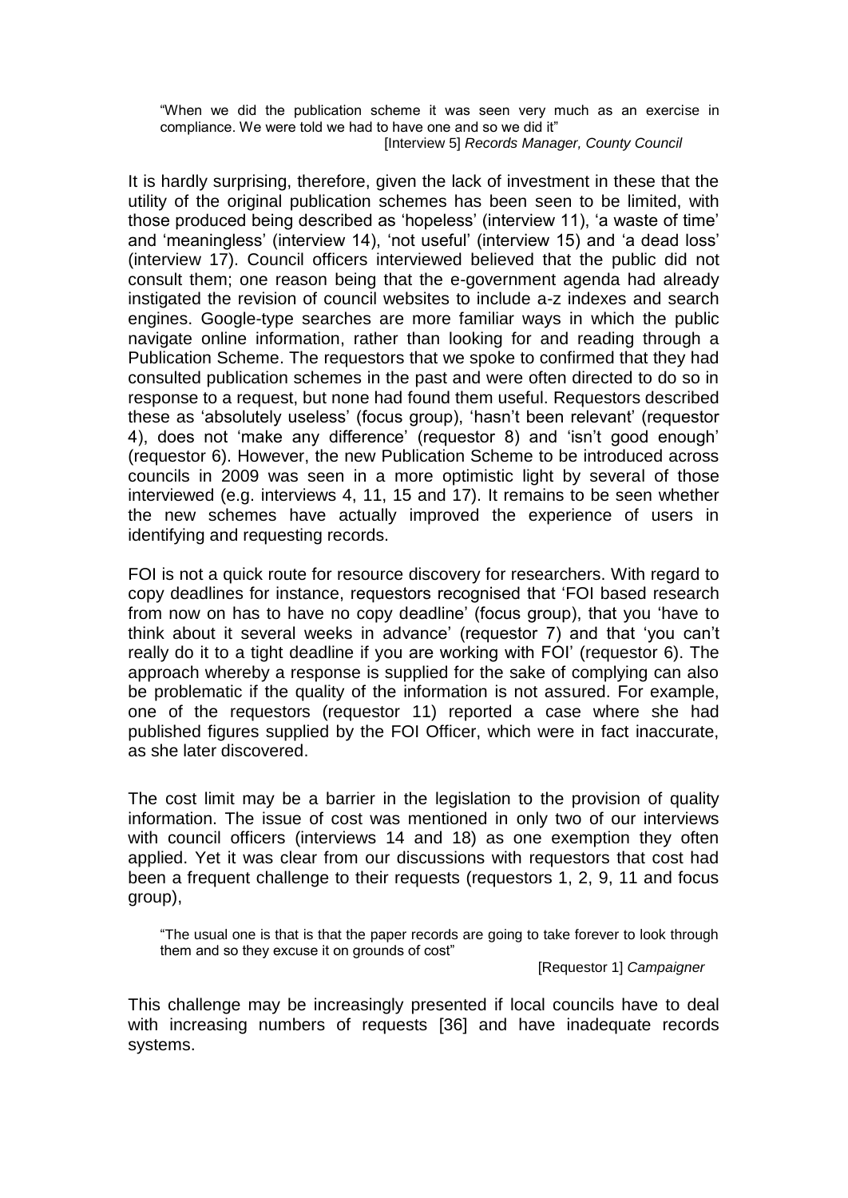> "When we did the publication scheme it was seen very much as an exercise in compliance. We were told we had to have one and so we did it"
>
> [Interview 5] *Records Manager, County Council*

It is hardly surprising, therefore, given the lack of investment in these that the utility of the original publication schemes has been seen to be limited, with those produced being described as 'hopeless' (interview 11), 'a waste of time' and 'meaningless' (interview 14), 'not useful' (interview 15) and 'a dead loss' (interview 17). Council officers interviewed believed that the public did not consult them; one reason being that the e-government agenda had already instigated the revision of council websites to include a-z indexes and search engines. Google-type searches are more familiar ways in which the public navigate online information, rather than looking for and reading through a Publication Scheme. The requestors that we spoke to confirmed that they had consulted publication schemes in the past and were often directed to do so in response to a request, but none had found them useful. Requestors described these as 'absolutely useless' (focus group), 'hasn't been relevant' (requestor 4), does not 'make any difference' (requestor 8) and 'isn't good enough' (requestor 6). However, the new Publication Scheme to be introduced across councils in 2009 was seen in a more optimistic light by several of those interviewed (e.g. interviews 4, 11, 15 and 17). It remains to be seen whether the new schemes have actually improved the experience of users in identifying and requesting records.

FOI is not a quick route for resource discovery for researchers. With regard to copy deadlines for instance, requestors recognised that 'FOI based research from now on has to have no copy deadline' (focus group), that you 'have to think about it several weeks in advance' (requestor 7) and that 'you can't really do it to a tight deadline if you are working with FOI' (requestor 6). The approach whereby a response is supplied for the sake of complying can also be problematic if the quality of the information is not assured. For example, one of the requestors (requestor 11) reported a case where she had published figures supplied by the FOI Officer, which were in fact inaccurate, as she later discovered.

The cost limit may be a barrier in the legislation to the provision of quality information. The issue of cost was mentioned in only two of our interviews with council officers (interviews 14 and 18) as one exemption they often applied. Yet it was clear from our discussions with requestors that cost had been a frequent challenge to their requests (requestors 1, 2, 9, 11 and focus group),

> "The usual one is that is that the paper records are going to take forever to look through them and so they excuse it on grounds of cost"
>
> [Requestor 1] *Campaigner*

This challenge may be increasingly presented if local councils have to deal with increasing numbers of requests [36] and have inadequate records systems.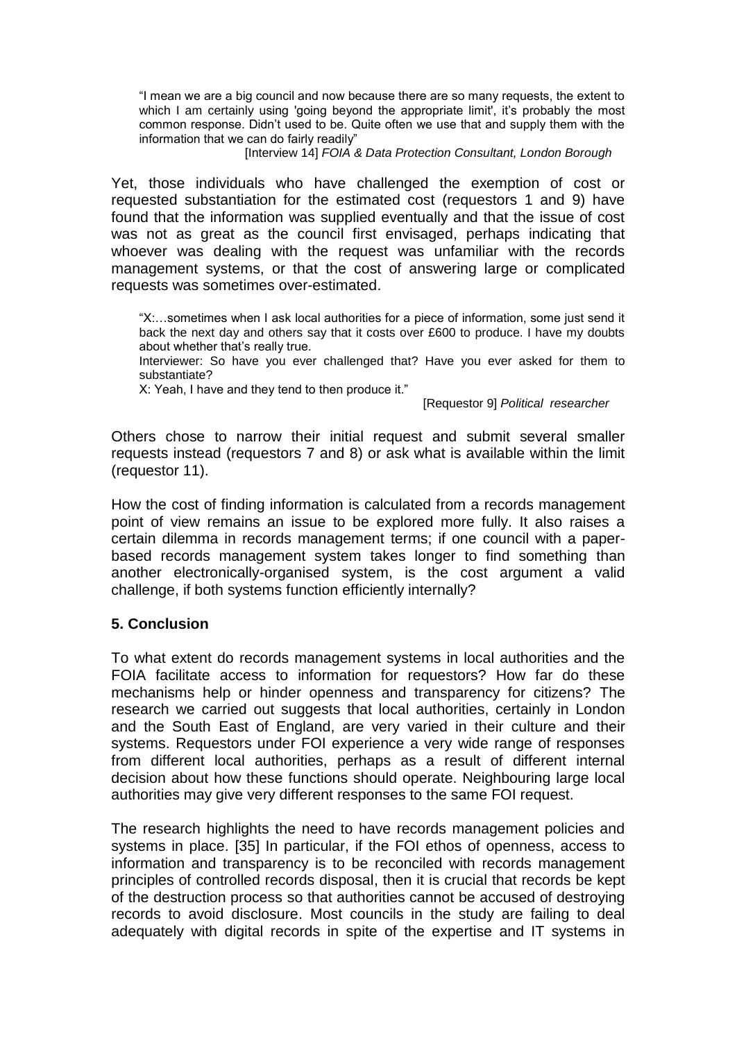> "I mean we are a big council and now because there are so many requests, the extent to which I am certainly using 'going beyond the appropriate limit', it's probably the most common response. Didn't used to be. Quite often we use that and supply them with the information that we can do fairly readily"
>
> [Interview 14] *FOIA & Data Protection Consultant, London Borough*

Yet, those individuals who have challenged the exemption of cost or requested substantiation for the estimated cost (requestors 1 and 9) have found that the information was supplied eventually and that the issue of cost was not as great as the council first envisaged, perhaps indicating that whoever was dealing with the request was unfamiliar with the records management systems, or that the cost of answering large or complicated requests was sometimes over-estimated.

> "X:…sometimes when I ask local authorities for a piece of information, some just send it back the next day and others say that it costs over £600 to produce. I have my doubts about whether that's really true.
>
> Interviewer: So have you ever challenged that? Have you ever asked for them to substantiate?
>
> X: Yeah, I have and they tend to then produce it."
>
> [Requestor 9] *Political researcher*

Others chose to narrow their initial request and submit several smaller requests instead (requestors 7 and 8) or ask what is available within the limit (requestor 11).

How the cost of finding information is calculated from a records management point of view remains an issue to be explored more fully. It also raises a certain dilemma in records management terms; if one council with a paper-based records management system takes longer to find something than another electronically-organised system, is the cost argument a valid challenge, if both systems function efficiently internally?

## 5. Conclusion

To what extent do records management systems in local authorities and the FOIA facilitate access to information for requestors? How far do these mechanisms help or hinder openness and transparency for citizens? The research we carried out suggests that local authorities, certainly in London and the South East of England, are very varied in their culture and their systems. Requestors under FOI experience a very wide range of responses from different local authorities, perhaps as a result of different internal decision about how these functions should operate. Neighbouring large local authorities may give very different responses to the same FOI request.

The research highlights the need to have records management policies and systems in place. [35] In particular, if the FOI ethos of openness, access to information and transparency is to be reconciled with records management principles of controlled records disposal, then it is crucial that records be kept of the destruction process so that authorities cannot be accused of destroying records to avoid disclosure. Most councils in the study are failing to deal adequately with digital records in spite of the expertise and IT systems in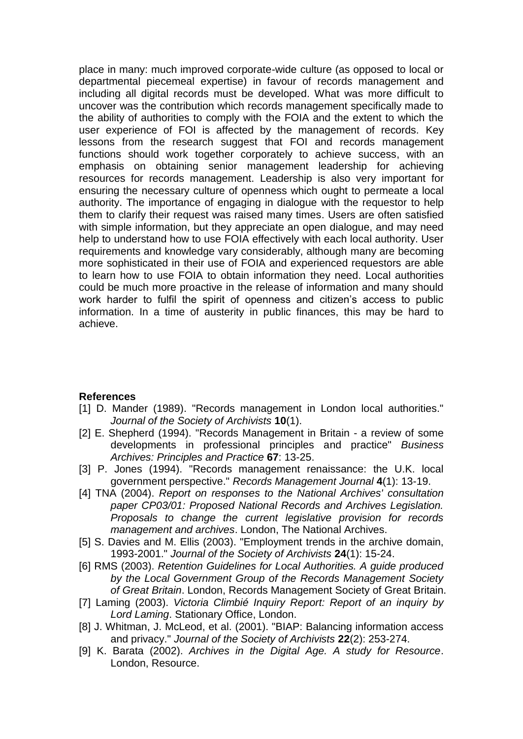place in many: much improved corporate-wide culture (as opposed to local or departmental piecemeal expertise) in favour of records management and including all digital records must be developed. What was more difficult to uncover was the contribution which records management specifically made to the ability of authorities to comply with the FOIA and the extent to which the user experience of FOI is affected by the management of records. Key lessons from the research suggest that FOI and records management functions should work together corporately to achieve success, with an emphasis on obtaining senior management leadership for achieving resources for records management. Leadership is also very important for ensuring the necessary culture of openness which ought to permeate a local authority. The importance of engaging in dialogue with the requestor to help them to clarify their request was raised many times. Users are often satisfied with simple information, but they appreciate an open dialogue, and may need help to understand how to use FOIA effectively with each local authority. User requirements and knowledge vary considerably, although many are becoming more sophisticated in their use of FOIA and experienced requestors are able to learn how to use FOIA to obtain information they need. Local authorities could be much more proactive in the release of information and many should work harder to fulfil the spirit of openness and citizen's access to public information. In a time of austerity in public finances, this may be hard to achieve.

**References**

[1] D. Mander (1989). "Records management in London local authorities." *Journal of the Society of Archivists* **10**(1).

[2] E. Shepherd (1994). "Records Management in Britain - a review of some developments in professional principles and practice" *Business Archives: Principles and Practice* **67**: 13-25.

[3] P. Jones (1994). "Records management renaissance: the U.K. local government perspective." *Records Management Journal* **4**(1): 13-19.

[4] TNA (2004). *Report on responses to the National Archives' consultation paper CP03/01: Proposed National Records and Archives Legislation. Proposals to change the current legislative provision for records management and archives*. London, The National Archives.

[5] S. Davies and M. Ellis (2003). "Employment trends in the archive domain, 1993-2001." *Journal of the Society of Archivists* **24**(1): 15-24.

[6] RMS (2003). *Retention Guidelines for Local Authorities. A guide produced by the Local Government Group of the Records Management Society of Great Britain*. London, Records Management Society of Great Britain.

[7] Laming (2003). *Victoria Climbié Inquiry Report: Report of an inquiry by Lord Laming*. Stationary Office, London.

[8] J. Whitman, J. McLeod, et al. (2001). "BIAP: Balancing information access and privacy." *Journal of the Society of Archivists* **22**(2): 253-274.

[9] K. Barata (2002). *Archives in the Digital Age. A study for Resource*. London, Resource.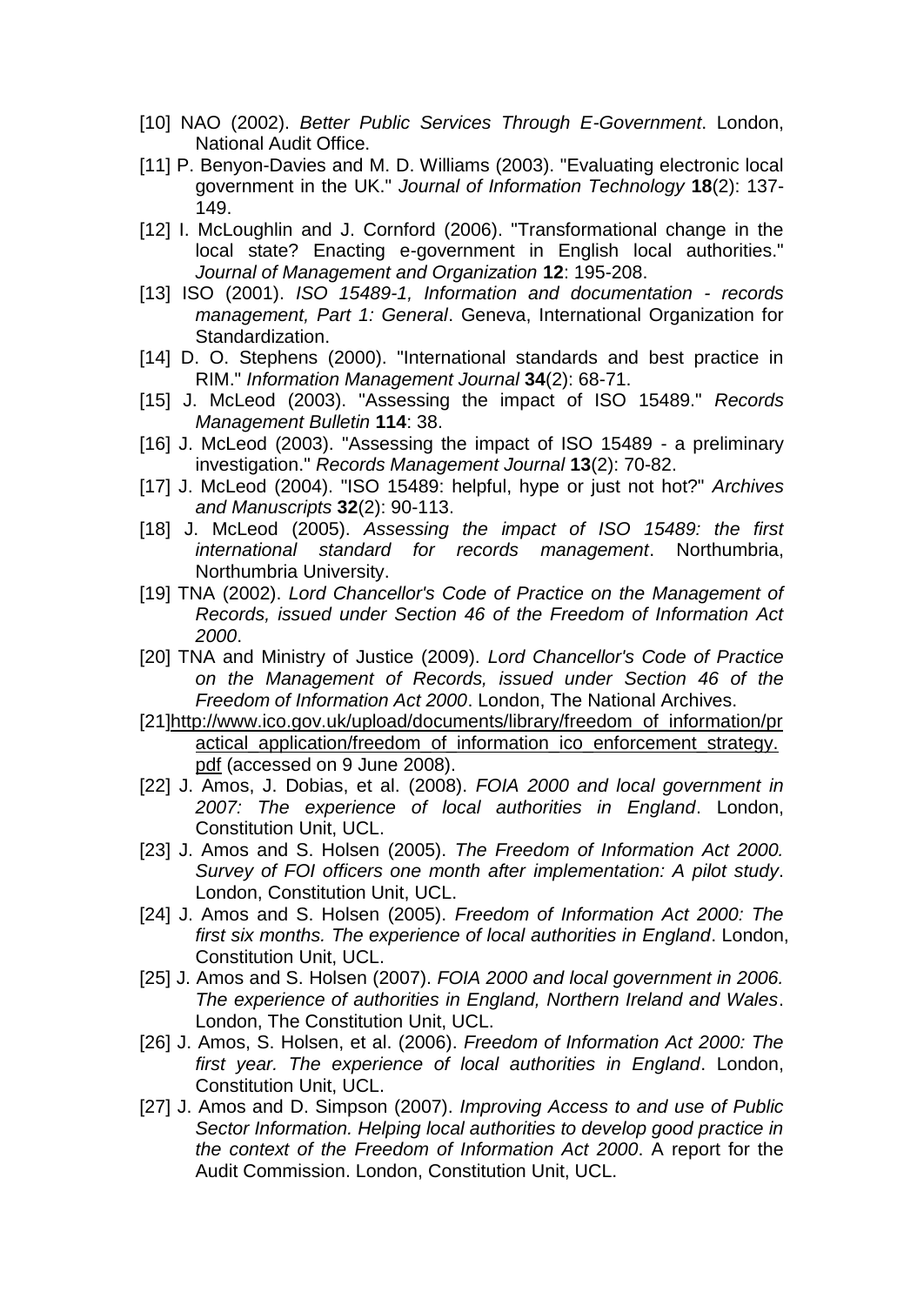[10] NAO (2002). *Better Public Services Through E-Government*. London, National Audit Office.

[11] P. Benyon-Davies and M. D. Williams (2003). "Evaluating electronic local government in the UK." *Journal of Information Technology* **18**(2): 137-149.

[12] I. McLoughlin and J. Cornford (2006). "Transformational change in the local state? Enacting e-government in English local authorities." *Journal of Management and Organization* **12**: 195-208.

[13] ISO (2001). *ISO 15489-1, Information and documentation - records management, Part 1: General*. Geneva, International Organization for Standardization.

[14] D. O. Stephens (2000). "International standards and best practice in RIM." *Information Management Journal* **34**(2): 68-71.

[15] J. McLeod (2003). "Assessing the impact of ISO 15489." *Records Management Bulletin* **114**: 38.

[16] J. McLeod (2003). "Assessing the impact of ISO 15489 - a preliminary investigation." *Records Management Journal* **13**(2): 70-82.

[17] J. McLeod (2004). "ISO 15489: helpful, hype or just not hot?" *Archives and Manuscripts* **32**(2): 90-113.

[18] J. McLeod (2005). *Assessing the impact of ISO 15489: the first international standard for records management*. Northumbria, Northumbria University.

[19] TNA (2002). *Lord Chancellor's Code of Practice on the Management of Records, issued under Section 46 of the Freedom of Information Act 2000*.

[20] TNA and Ministry of Justice (2009). *Lord Chancellor's Code of Practice on the Management of Records, issued under Section 46 of the Freedom of Information Act 2000*. London, The National Archives.

[21] http://www.ico.gov.uk/upload/documents/library/freedom_of_information/practical_application/freedom_of_information_ico_enforcement_strategy.pdf (accessed on 9 June 2008).

[22] J. Amos, J. Dobias, et al. (2008). *FOIA 2000 and local government in 2007: The experience of local authorities in England*. London, Constitution Unit, UCL.

[23] J. Amos and S. Holsen (2005). *The Freedom of Information Act 2000. Survey of FOI officers one month after implementation: A pilot study*. London, Constitution Unit, UCL.

[24] J. Amos and S. Holsen (2005). *Freedom of Information Act 2000: The first six months. The experience of local authorities in England*. London, Constitution Unit, UCL.

[25] J. Amos and S. Holsen (2007). *FOIA 2000 and local government in 2006. The experience of authorities in England, Northern Ireland and Wales*. London, The Constitution Unit, UCL.

[26] J. Amos, S. Holsen, et al. (2006). *Freedom of Information Act 2000: The first year. The experience of local authorities in England*. London, Constitution Unit, UCL.

[27] J. Amos and D. Simpson (2007). *Improving Access to and use of Public Sector Information. Helping local authorities to develop good practice in the context of the Freedom of Information Act 2000*. A report for the Audit Commission. London, Constitution Unit, UCL.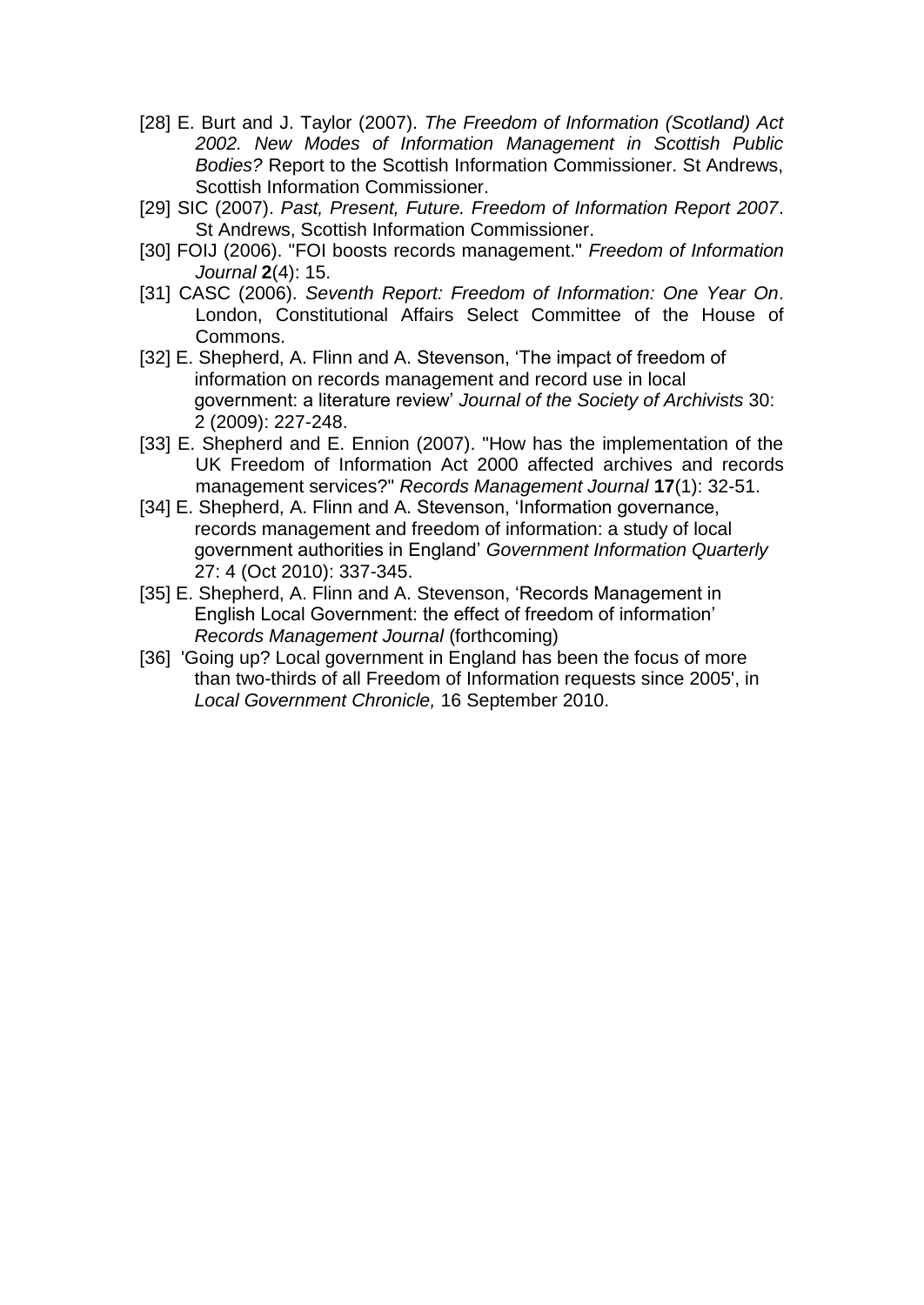[28] E. Burt and J. Taylor (2007). *The Freedom of Information (Scotland) Act 2002. New Modes of Information Management in Scottish Public Bodies?* Report to the Scottish Information Commissioner. St Andrews, Scottish Information Commissioner.

[29] SIC (2007). *Past, Present, Future. Freedom of Information Report 2007*. St Andrews, Scottish Information Commissioner.

[30] FOIJ (2006). "FOI boosts records management." *Freedom of Information Journal* **2**(4): 15.

[31] CASC (2006). *Seventh Report: Freedom of Information: One Year On*. London, Constitutional Affairs Select Committee of the House of Commons.

[32] E. Shepherd, A. Flinn and A. Stevenson, 'The impact of freedom of information on records management and record use in local government: a literature review' *Journal of the Society of Archivists* 30: 2 (2009): 227-248.

[33] E. Shepherd and E. Ennion (2007). "How has the implementation of the UK Freedom of Information Act 2000 affected archives and records management services?" *Records Management Journal* **17**(1): 32-51.

[34] E. Shepherd, A. Flinn and A. Stevenson, 'Information governance, records management and freedom of information: a study of local government authorities in England' *Government Information Quarterly* 27: 4 (Oct 2010): 337-345.

[35] E. Shepherd, A. Flinn and A. Stevenson, 'Records Management in English Local Government: the effect of freedom of information' *Records Management Journal* (forthcoming)

[36] 'Going up? Local government in England has been the focus of more than two-thirds of all Freedom of Information requests since 2005', in *Local Government Chronicle,* 16 September 2010.